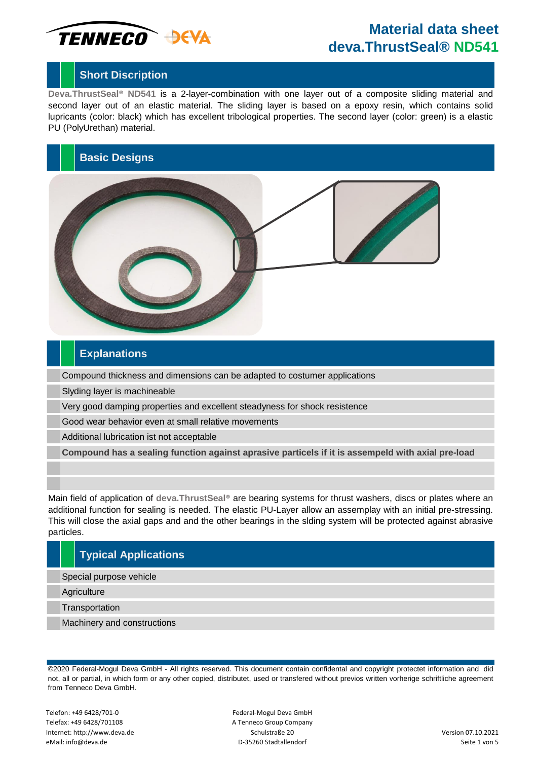# Material data sheet
# deva.ThrustSeal® ND541

## Short Discription

**Deva.ThrustSeal® ND541** is a 2-layer-combination with one layer out of a composite sliding material and second layer out of an elastic material. The sliding layer is based on a epoxy resin, which contains solid lupricants (color: black) which has excellent tribological properties. The second layer (color: green) is a elastic PU (PolyUrethan) material.

## Basic Designs

## Explanations

- Compound thickness and dimensions can be adapted to costumer applications
- Slyding layer is machineable
- Very good damping properties and excellent steadyness for shock resistence
- Good wear behavior even at small relative movements
- Additional lubrication ist not acceptable
- **Compound has a sealing function against aprasive particels if it is assempeld with axial pre-load**

Main field of application of **deva.ThrustSeal®** are bearing systems for thrust washers, discs or plates where an additional function for sealing is needed. The elastic PU-Layer allow an assemplay with an initial pre-stressing. This will close the axial gaps and and the other bearings in the slding system will be protected against abrasive particles.

## Typical Applications

- Special purpose vehicle
- Agriculture
- Transportation
- Machinery and constructions

©2020 Federal-Mogul Deva GmbH - All rights reserved. This document contain confidental and copyright protectet information and did not, all or partial, in which form or any other copied, distributet, used or transfered without previos written vorherige schriftliche agreement from Tenneco Deva GmbH.

Telefon: +49 6428/701-0
Telefax: +49 6428/701108
Internet: http://www.deva.de
eMail: info@deva.de

Federal-Mogul Deva GmbH
A Tenneco Group Company
Schulstraße 20
D-35260 Stadtallendorf

Version 07.10.2021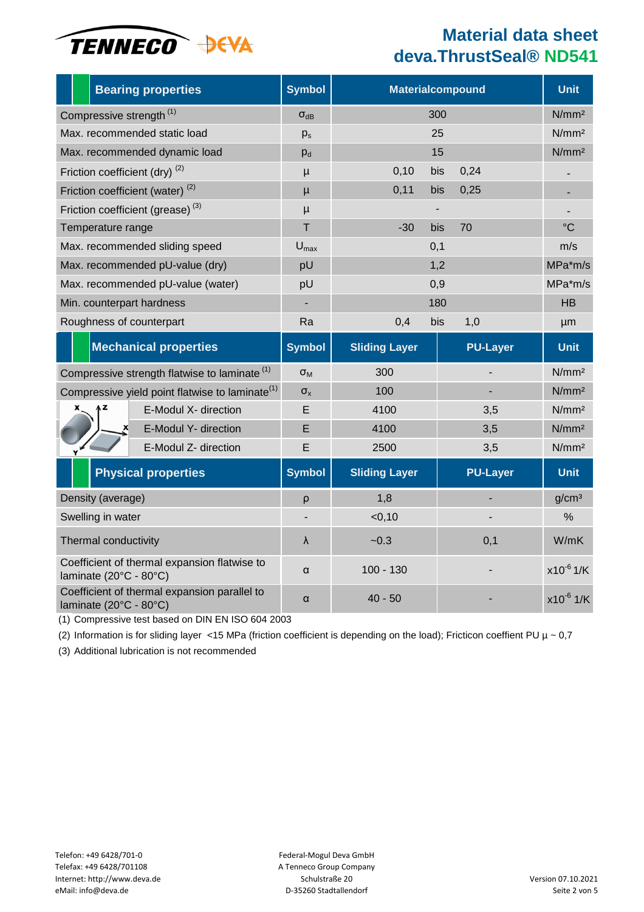# Material data sheet
## deva.ThrustSeal® ND541

| Bearing properties | Symbol | Materialcompound | | Unit |
|---|---|---|---|---|
| Compressive strength (1) | $\sigma_{dB}$ | 300 | | N/mm² |
| Max. recommended static load | $p_s$ | 25 | | N/mm² |
| Max. recommended dynamic load | $p_d$ | 15 | | N/mm² |
| Friction coefficient (dry) (2) | μ | 0,10 bis 0,24 | | - |
| Friction coefficient (water) (2) | μ | 0,11 bis 0,25 | | - |
| Friction coefficient (grease) (3) | μ | - | | - |
| Temperature range | T | -30 bis 70 | | °C |
| Max. recommended sliding speed | $U_{max}$ | 0,1 | | m/s |
| Max. recommended pU-value (dry) | pU | 1,2 | | MPa*m/s |
| Max. recommended pU-value (water) | pU | 0,9 | | MPa*m/s |
| Min. counterpart hardness | - | 180 | | HB |
| Roughness of counterpart | Ra | 0,4 bis 1,0 | | µm |
| **Mechanical properties** | **Symbol** | **Sliding Layer** | **PU-Layer** | **Unit** |
| Compressive strength flatwise to laminate (1) | $\sigma_M$ | 300 | - | N/mm² |
| Compressive yield point flatwise to laminate (1) | $\sigma_x$ | 100 | - | N/mm² |
| E-Modul X- direction | E | 4100 | 3,5 | N/mm² |
| E-Modul Y- direction | E | 4100 | 3,5 | N/mm² |
| E-Modul Z- direction | E | 2500 | 3,5 | N/mm² |
| **Physical properties** | **Symbol** | **Sliding Layer** | **PU-Layer** | **Unit** |
| Density (average) | ρ | 1,8 | - | g/cm³ |
| Swelling in water | - | <0,10 | - | % |
| Thermal conductivity | λ | ~0.3 | 0,1 | W/mK |
| Coefficient of thermal expansion flatwise to laminate (20°C - 80°C) | α | 100 - 130 | - | $x10^{-6}$ 1/K |
| Coefficient of thermal expansion parallel to laminate (20°C - 80°C) | α | 40 - 50 | - | $x10^{-6}$ 1/K |

(1) Compressive test based on DIN EN ISO 604 2003

(2) Information is for sliding layer <15 MPa (friction coefficient is depending on the load); Fricticon coeffient PU μ ~ 0,7

(3) Additional lubrication is not recommended

Telefon: +49 6428/701-0
Telefax: +49 6428/701108
Internet: http://www.deva.de
eMail: info@deva.de

Federal-Mogul Deva GmbH
A Tenneco Group Company
Schulstraße 20
D-35260 Stadtallendorf

Version 07.10.2021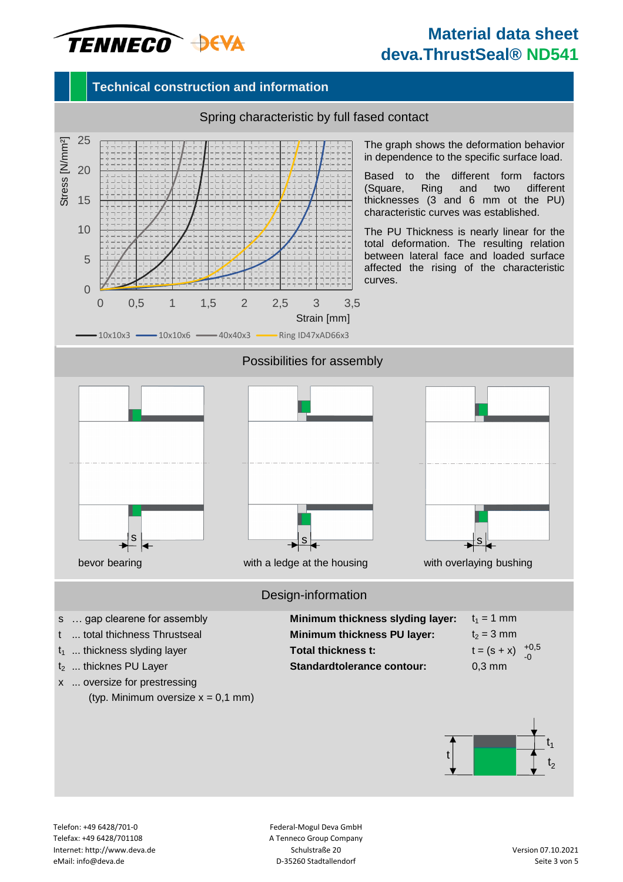# Material data sheet deva.ThrustSeal® ND541

## Technical construction and information

### Spring characteristic by full fased contact

The graph shows the deformation behavior in dependence to the specific surface load.

Based to the different form factors (Square, Ring and two different thicknesses (3 and 6 mm ot the PU) characteristic curves was established.

The PU Thickness is nearly linear for the total deformation. The resulting relation between lateral face and loaded surface affected the rising of the characteristic curves.

### Possibilities for assembly

bevor bearing

with a ledge at the housing

with overlaying bushing

### Design-information

- s … gap clearene for assembly
- t ... total thichness Thrustseal
- $t_1$ ... thickness slyding layer
- $t_2$ ... thicknes PU Layer
- x ... oversize for prestressing
  (typ. Minimum oversize x = 0,1 mm)

| | |
|---|---|
| **Minimum thickness slyding layer:** | $t_1$ = 1 mm |
| **Minimum thickness PU layer:** | $t_2$ = 3 mm |
| **Total thickness t:** | $t = (s + x)\ ^{+0,5}_{-0}$ |
| **Standardtolerance contour:** | 0,3 mm |

Telefon: +49 6428/701-0
Telefax: +49 6428/701108
Internet: http://www.deva.de
eMail: info@deva.de

Federal-Mogul Deva GmbH
A Tenneco Group Company
Schulstraße 20
D-35260 Stadtallendorf

Version 07.10.2021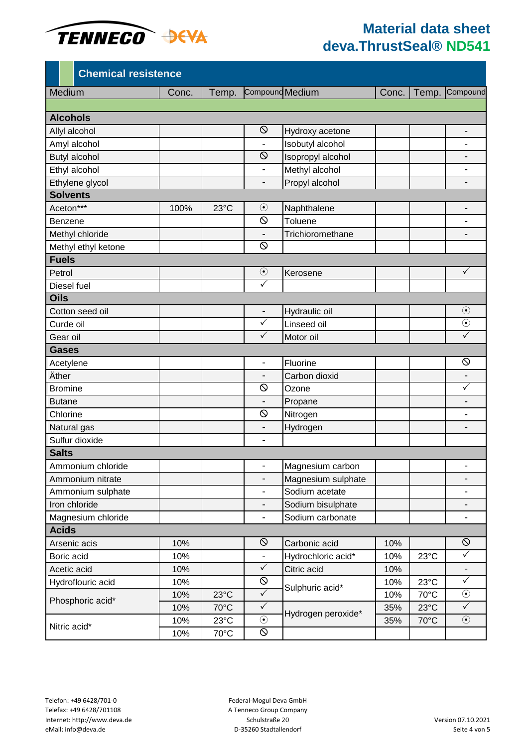# Material data sheet
## deva.ThrustSeal® ND541

### Chemical resistence

| Medium | Conc. | Temp. | Compound | Medium | Conc. | Temp. | Compound |
|---|---|---|---|---|---|---|---|
| **Alcohols** | | | | | | | |
| Allyl alcohol | | | ⦸ | Hydroxy acetone | | | - |
| Amyl alcohol | | | - | Isobutyl alcohol | | | - |
| Butyl alcohol | | | ⦸ | Isopropyl alcohol | | | - |
| Ethyl alcohol | | | - | Methyl alcohol | | | - |
| Ethylene glycol | | | - | Propyl alcohol | | | - |
| **Solvents** | | | | | | | |
| Aceton*** | 100% | 23°C | ⊙ | Naphthalene | | | - |
| Benzene | | | ⦸ | Toluene | | | - |
| Methyl chloride | | | - | Trichioromethane | | | - |
| Methyl ethyl ketone | | | ⦸ | | | | |
| **Fuels** | | | | | | | |
| Petrol | | | ⊙ | Kerosene | | | ✓ |
| Diesel fuel | | | ✓ | | | | |
| **Oils** | | | | | | | |
| Cotton seed oil | | | - | Hydraulic oil | | | ⊙ |
| Curde oil | | | ✓ | Linseed oil | | | ⊙ |
| Gear oil | | | ✓ | Motor oil | | | ✓ |
| **Gases** | | | | | | | |
| Acetylene | | | - | Fluorine | | | ⦸ |
| Äther | | | - | Carbon dioxid | | | - |
| Bromine | | | ⦸ | Ozone | | | ✓ |
| Butane | | | - | Propane | | | - |
| Chlorine | | | ⦸ | Nitrogen | | | - |
| Natural gas | | | - | Hydrogen | | | - |
| Sulfur dioxide | | | - | | | | |
| **Salts** | | | | | | | |
| Ammonium chloride | | | - | Magnesium carbon | | | - |
| Ammonium nitrate | | | - | Magnesium sulphate | | | - |
| Ammonium sulphate | | | - | Sodium acetate | | | - |
| Iron chloride | | | - | Sodium bisulphate | | | - |
| Magnesium chloride | | | - | Sodium carbonate | | | - |
| **Acids** | | | | | | | |
| Arsenic acis | 10% | | ⦸ | Carbonic acid | 10% | | ⦸ |
| Boric acid | 10% | | - | Hydrochloric acid* | 10% | 23°C | ✓ |
| Acetic acid | 10% | | ✓ | Citric acid | 10% | | - |
| Hydroflouric acid | 10% | | ⦸ | Sulphuric acid* | 10% | 23°C | ✓ |
| Phosphoric acid* | 10% | 23°C | ✓ | | 10% | 70°C | ⊙ |
| | 10% | 70°C | ✓ | Hydrogen peroxide* | 35% | 23°C | ✓ |
| Nitric acid* | 10% | 23°C | ⊙ | | 35% | 70°C | ⊙ |
| | 10% | 70°C | ⦸ | | | | |

Telefon: +49 6428/701-0
Telefax: +49 6428/701108
Internet: http://www.deva.de
eMail: info@deva.de

Federal-Mogul Deva GmbH
A Tenneco Group Company
Schulstraße 20
D-35260 Stadtallendorf

Version 07.10.2021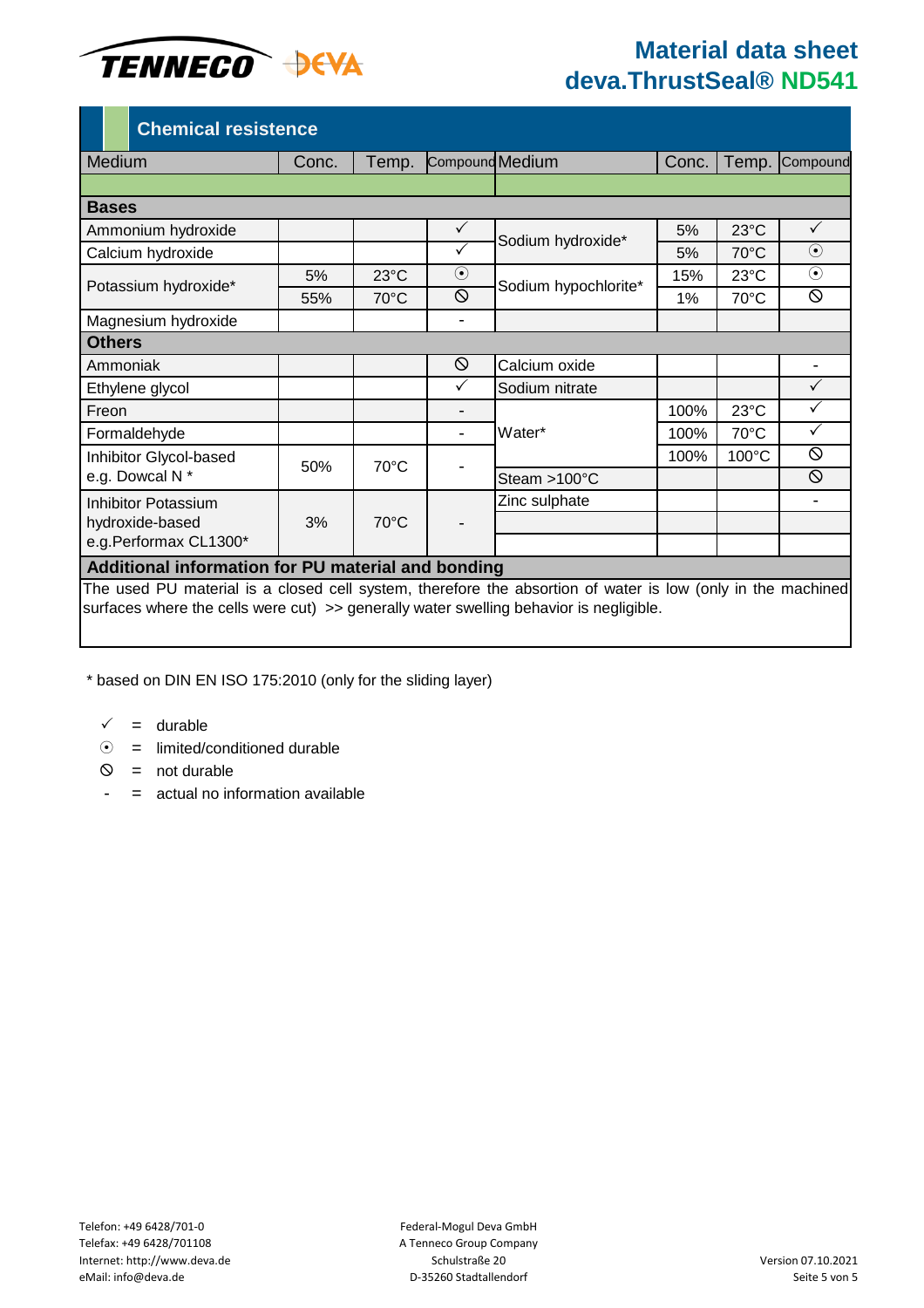# Material data sheet deva.ThrustSeal® ND541

## Chemical resistence

| Medium | Conc. | Temp. | Compound | Medium | Conc. | Temp. | Compound |
|---|---|---|---|---|---|---|---|
| **Bases** | | | | | | | |
| Ammonium hydroxide | | | ✓ | Sodium hydroxide* | 5% | 23°C | ✓ |
| Calcium hydroxide | | | ✓ | | 5% | 70°C | ⦿ |
| Potassium hydroxide* | 5% | 23°C | ⦿ | Sodium hypochlorite* | 15% | 23°C | ⦿ |
| | 55% | 70°C | ⃠ | | 1% | 70°C | ⃠ |
| Magnesium hydroxide | | | - | | | | |
| **Others** | | | | | | | |
| Ammoniak | | | ⃠ | Calcium oxide | | | - |
| Ethylene glycol | | | ✓ | Sodium nitrate | | | ✓ |
| Freon | | | - | Water* | 100% | 23°C | ✓ |
| Formaldehyde | | | - | | 100% | 70°C | ✓ |
| Inhibitor Glycol-based e.g. Dowcal N * | 50% | 70°C | - | | 100% | 100°C | ⃠ |
| | | | | Steam >100°C | | | ⃠ |
| Inhibitor Potassium hydroxide-based e.g.Performax CL1300* | 3% | 70°C | - | Zinc sulphate | | | - |

### Additional information for PU material and bonding

The used PU material is a closed cell system, therefore the absorption of water is low (only in the machined surfaces where the cells were cut) >> generally water swelling behavior is negligible.

\* based on DIN EN ISO 175:2010 (only for the sliding layer)

- ✓ = durable
- ⦿ = limited/conditioned durable
- ⃠ = not durable
- \- = actual no information available

Telefon: +49 6428/701-0
Telefax: +49 6428/701108
Internet: http://www.deva.de
eMail: info@deva.de

Federal-Mogul Deva GmbH
A Tenneco Group Company
Schulstraße 20
D-35260 Stadtallendorf

Version 07.10.2021